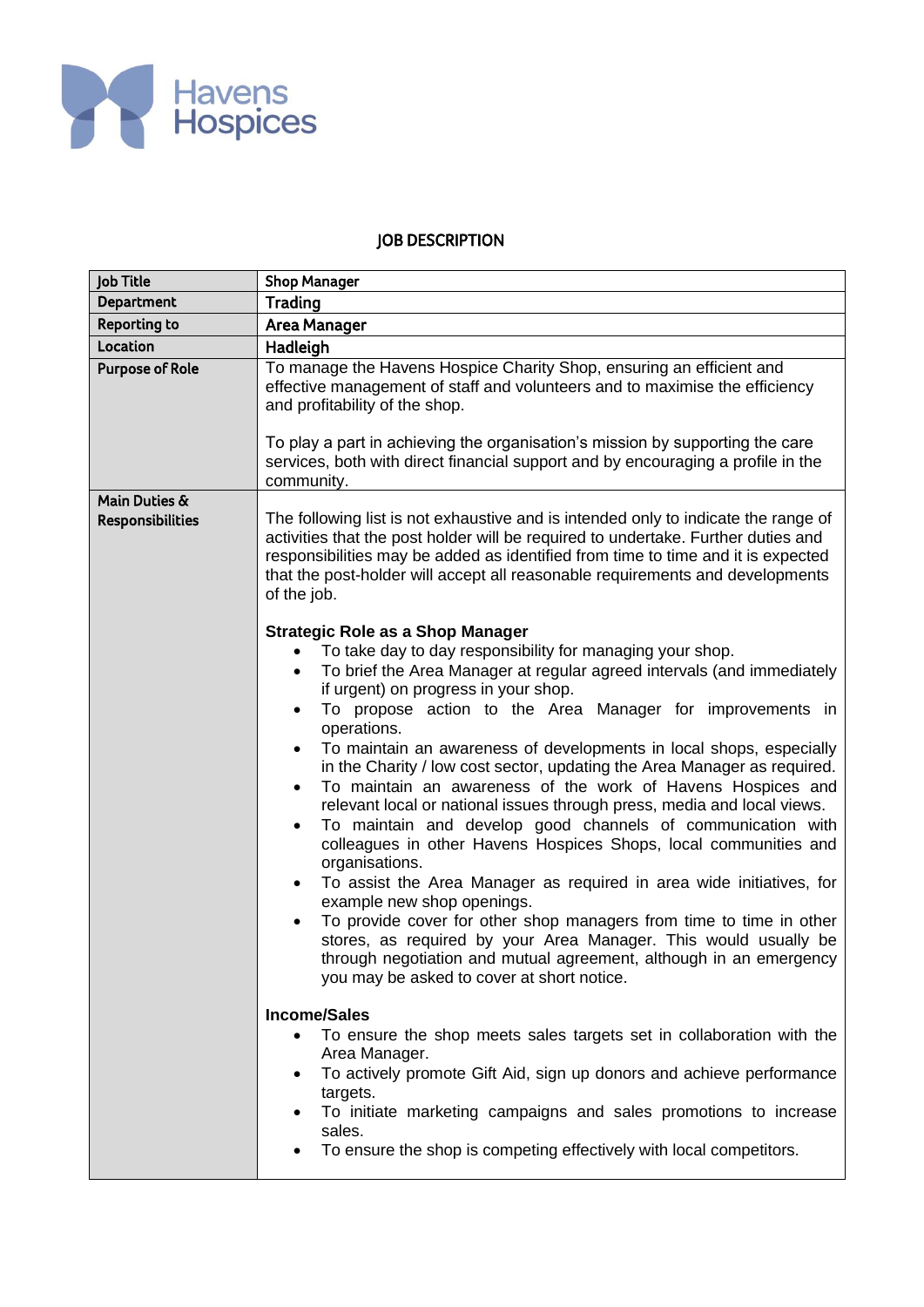Havens Hospices

# JOB DESCRIPTION

| Job Title | Shop Manager |
|---|---|
| Department | Trading |
| Reporting to | Area Manager |
| Location | Hadleigh |
| Purpose of Role | To manage the Havens Hospice Charity Shop, ensuring an efficient and effective management of staff and volunteers and to maximise the efficiency and profitability of the shop.<br><br>To play a part in achieving the organisation's mission by supporting the care services, both with direct financial support and by encouraging a profile in the community. |
| Main Duties & Responsibilities | The following list is not exhaustive and is intended only to indicate the range of activities that the post holder will be required to undertake. Further duties and responsibilities may be added as identified from time to time and it is expected that the post-holder will accept all reasonable requirements and developments of the job.<br><br>**Strategic Role as a Shop Manager**<br>• To take day to day responsibility for managing your shop.<br>• To brief the Area Manager at regular agreed intervals (and immediately if urgent) on progress in your shop.<br>• To propose action to the Area Manager for improvements in operations.<br>• To maintain an awareness of developments in local shops, especially in the Charity / low cost sector, updating the Area Manager as required.<br>• To maintain an awareness of the work of Havens Hospices and relevant local or national issues through press, media and local views.<br>• To maintain and develop good channels of communication with colleagues in other Havens Hospices Shops, local communities and organisations.<br>• To assist the Area Manager as required in area wide initiatives, for example new shop openings.<br>• To provide cover for other shop managers from time to time in other stores, as required by your Area Manager. This would usually be through negotiation and mutual agreement, although in an emergency you may be asked to cover at short notice.<br><br>**Income/Sales**<br>• To ensure the shop meets sales targets set in collaboration with the Area Manager.<br>• To actively promote Gift Aid, sign up donors and achieve performance targets.<br>• To initiate marketing campaigns and sales promotions to increase sales.<br>• To ensure the shop is competing effectively with local competitors. |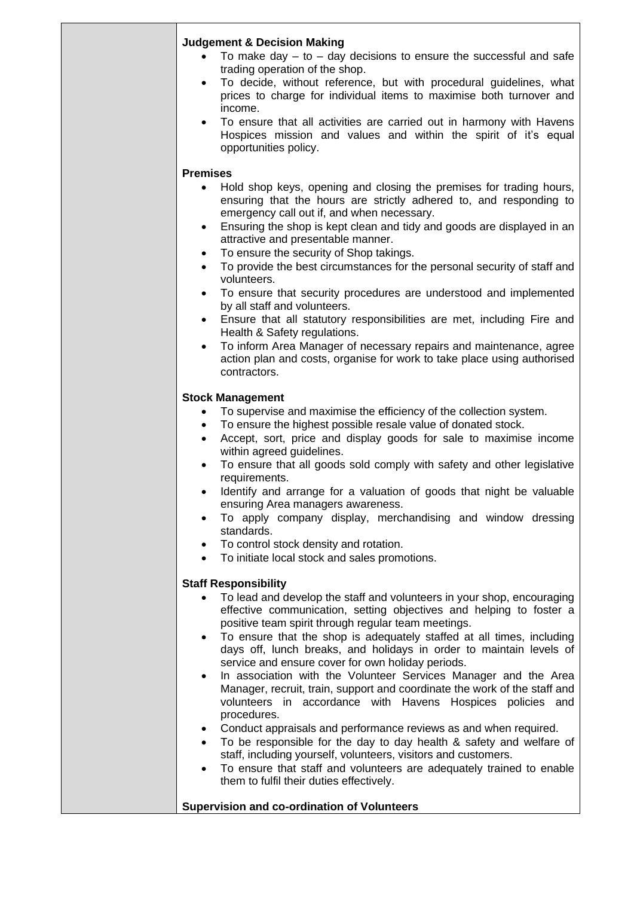**Judgement & Decision Making**

- To make day – to – day decisions to ensure the successful and safe trading operation of the shop.
- To decide, without reference, but with procedural guidelines, what prices to charge for individual items to maximise both turnover and income.
- To ensure that all activities are carried out in harmony with Havens Hospices mission and values and within the spirit of it's equal opportunities policy.

**Premises**

- Hold shop keys, opening and closing the premises for trading hours, ensuring that the hours are strictly adhered to, and responding to emergency call out if, and when necessary.
- Ensuring the shop is kept clean and tidy and goods are displayed in an attractive and presentable manner.
- To ensure the security of Shop takings.
- To provide the best circumstances for the personal security of staff and volunteers.
- To ensure that security procedures are understood and implemented by all staff and volunteers.
- Ensure that all statutory responsibilities are met, including Fire and Health & Safety regulations.
- To inform Area Manager of necessary repairs and maintenance, agree action plan and costs, organise for work to take place using authorised contractors.

**Stock Management**

- To supervise and maximise the efficiency of the collection system.
- To ensure the highest possible resale value of donated stock.
- Accept, sort, price and display goods for sale to maximise income within agreed guidelines.
- To ensure that all goods sold comply with safety and other legislative requirements.
- Identify and arrange for a valuation of goods that night be valuable ensuring Area managers awareness.
- To apply company display, merchandising and window dressing standards.
- To control stock density and rotation.
- To initiate local stock and sales promotions.

**Staff Responsibility**

- To lead and develop the staff and volunteers in your shop, encouraging effective communication, setting objectives and helping to foster a positive team spirit through regular team meetings.
- To ensure that the shop is adequately staffed at all times, including days off, lunch breaks, and holidays in order to maintain levels of service and ensure cover for own holiday periods.
- In association with the Volunteer Services Manager and the Area Manager, recruit, train, support and coordinate the work of the staff and volunteers in accordance with Havens Hospices policies and procedures.
- Conduct appraisals and performance reviews as and when required.
- To be responsible for the day to day health & safety and welfare of staff, including yourself, volunteers, visitors and customers.
- To ensure that staff and volunteers are adequately trained to enable them to fulfil their duties effectively.

**Supervision and co-ordination of Volunteers**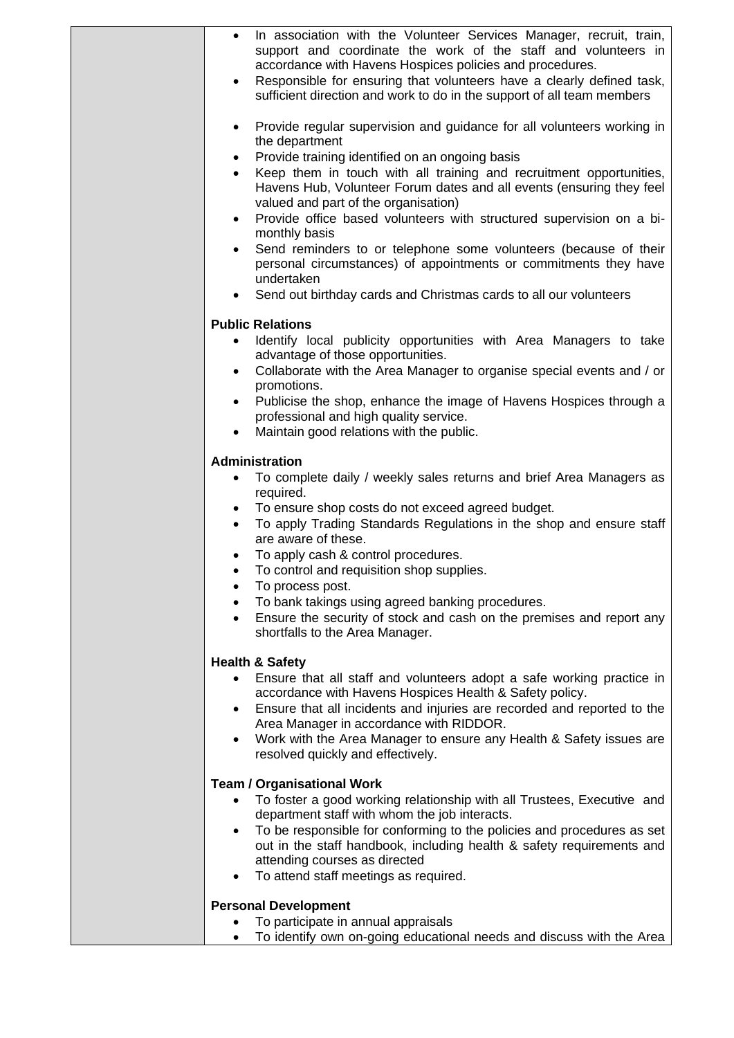- In association with the Volunteer Services Manager, recruit, train, support and coordinate the work of the staff and volunteers in accordance with Havens Hospices policies and procedures.
- Responsible for ensuring that volunteers have a clearly defined task, sufficient direction and work to do in the support of all team members
- Provide regular supervision and guidance for all volunteers working in the department
- Provide training identified on an ongoing basis
- Keep them in touch with all training and recruitment opportunities, Havens Hub, Volunteer Forum dates and all events (ensuring they feel valued and part of the organisation)
- Provide office based volunteers with structured supervision on a bi-monthly basis
- Send reminders to or telephone some volunteers (because of their personal circumstances) of appointments or commitments they have undertaken
- Send out birthday cards and Christmas cards to all our volunteers

**Public Relations**

- Identify local publicity opportunities with Area Managers to take advantage of those opportunities.
- Collaborate with the Area Manager to organise special events and / or promotions.
- Publicise the shop, enhance the image of Havens Hospices through a professional and high quality service.
- Maintain good relations with the public.

**Administration**

- To complete daily / weekly sales returns and brief Area Managers as required.
- To ensure shop costs do not exceed agreed budget.
- To apply Trading Standards Regulations in the shop and ensure staff are aware of these.
- To apply cash & control procedures.
- To control and requisition shop supplies.
- To process post.
- To bank takings using agreed banking procedures.
- Ensure the security of stock and cash on the premises and report any shortfalls to the Area Manager.

**Health & Safety**

- Ensure that all staff and volunteers adopt a safe working practice in accordance with Havens Hospices Health & Safety policy.
- Ensure that all incidents and injuries are recorded and reported to the Area Manager in accordance with RIDDOR.
- Work with the Area Manager to ensure any Health & Safety issues are resolved quickly and effectively.

**Team / Organisational Work**

- To foster a good working relationship with all Trustees, Executive and department staff with whom the job interacts.
- To be responsible for conforming to the policies and procedures as set out in the staff handbook, including health & safety requirements and attending courses as directed
- To attend staff meetings as required.

**Personal Development**

- To participate in annual appraisals
- To identify own on-going educational needs and discuss with the Area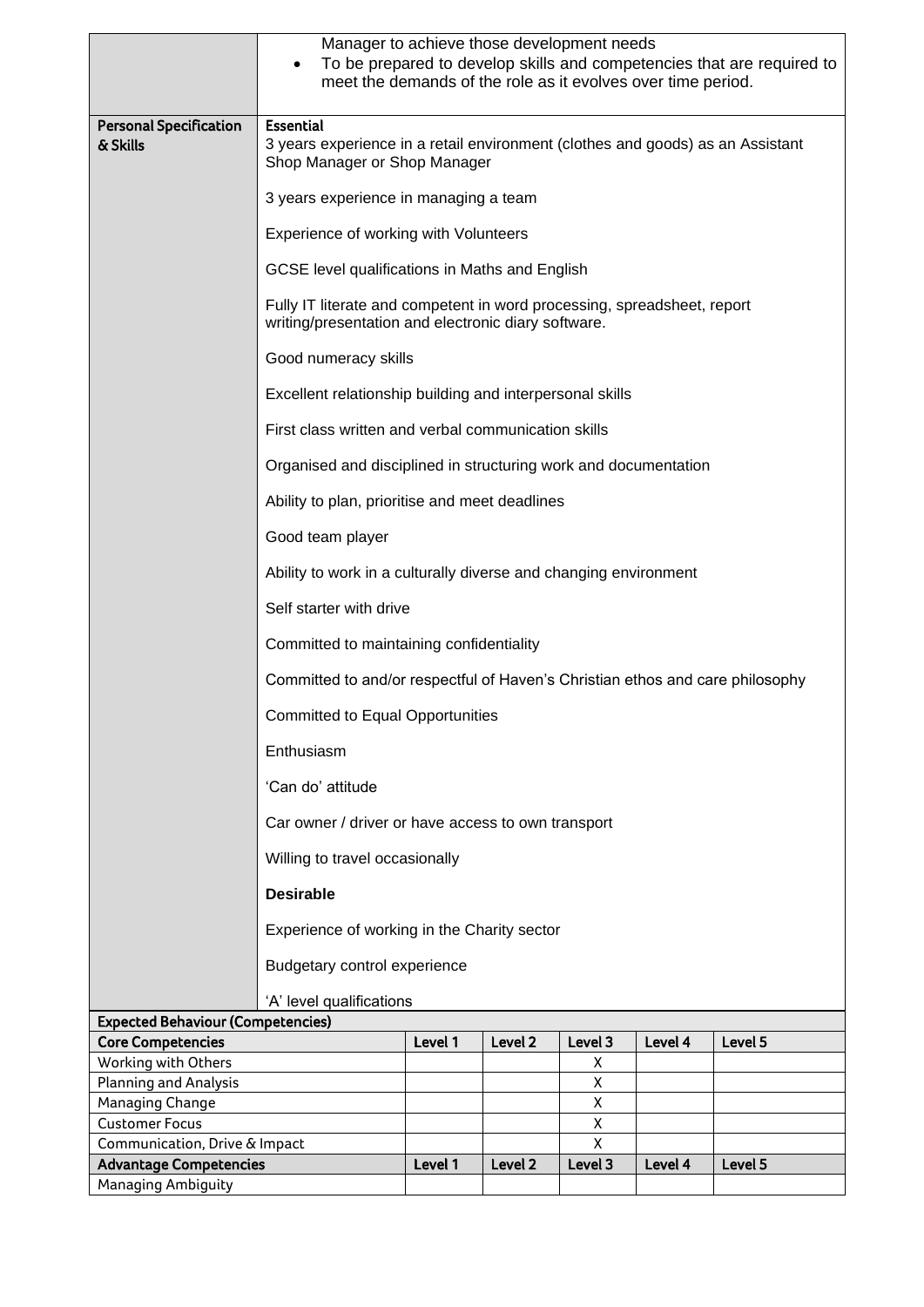| | |
|---|---|
| | Manager to achieve those development needs<br>• To be prepared to develop skills and competencies that are required to meet the demands of the role as it evolves over time period. |
| **Personal Specification & Skills** | **Essential**<br>3 years experience in a retail environment (clothes and goods) as an Assistant Shop Manager or Shop Manager<br><br>3 years experience in managing a team<br><br>Experience of working with Volunteers<br><br>GCSE level qualifications in Maths and English<br><br>Fully IT literate and competent in word processing, spreadsheet, report writing/presentation and electronic diary software.<br><br>Good numeracy skills<br><br>Excellent relationship building and interpersonal skills<br><br>First class written and verbal communication skills<br><br>Organised and disciplined in structuring work and documentation<br><br>Ability to plan, prioritise and meet deadlines<br><br>Good team player<br><br>Ability to work in a culturally diverse and changing environment<br><br>Self starter with drive<br><br>Committed to maintaining confidentiality<br><br>Committed to and/or respectful of Haven's Christian ethos and care philosophy<br><br>Committed to Equal Opportunities<br><br>Enthusiasm<br><br>'Can do' attitude<br><br>Car owner / driver or have access to own transport<br><br>Willing to travel occasionally<br><br>**Desirable**<br><br>Experience of working in the Charity sector<br><br>Budgetary control experience<br><br>'A' level qualifications |

**Expected Behaviour (Competencies)**

| Core Competencies | Level 1 | Level 2 | Level 3 | Level 4 | Level 5 |
|---|---|---|---|---|---|
| Working with Others | | | X | | |
| Planning and Analysis | | | X | | |
| Managing Change | | | X | | |
| Customer Focus | | | X | | |
| Communication, Drive & Impact | | | X | | |
| **Advantage Competencies** | **Level 1** | **Level 2** | **Level 3** | **Level 4** | **Level 5** |
| Managing Ambiguity | | | | | |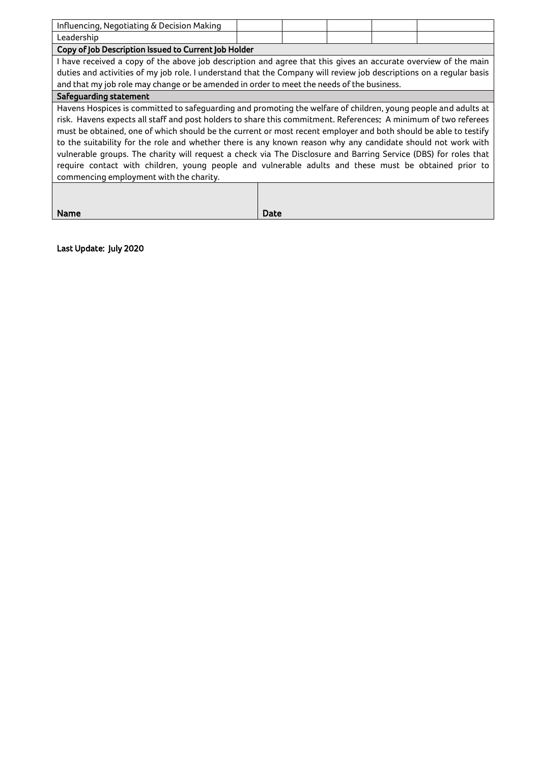| | | | | | |
|---|---|---|---|---|---|
| Influencing, Negotiating & Decision Making | | | | | |
| Leadership | | | | | |

**Copy of Job Description Issued to Current Job Holder**

I have received a copy of the above job description and agree that this gives an accurate overview of the main duties and activities of my job role. I understand that the Company will review job descriptions on a regular basis and that my job role may change or be amended in order to meet the needs of the business.

**Safeguarding statement**

Havens Hospices is committed to safeguarding and promoting the welfare of children, young people and adults at risk. Havens expects all staff and post holders to share this commitment. References: A minimum of two referees must be obtained, one of which should be the current or most recent employer and both should be able to testify to the suitability for the role and whether there is any known reason why any candidate should not work with vulnerable groups. The charity will request a check via The Disclosure and Barring Service (DBS) for roles that require contact with children, young people and vulnerable adults and these must be obtained prior to commencing employment with the charity.

| | |
|---|---|
| **Name** | **Date** |

**Last Update: July 2020**